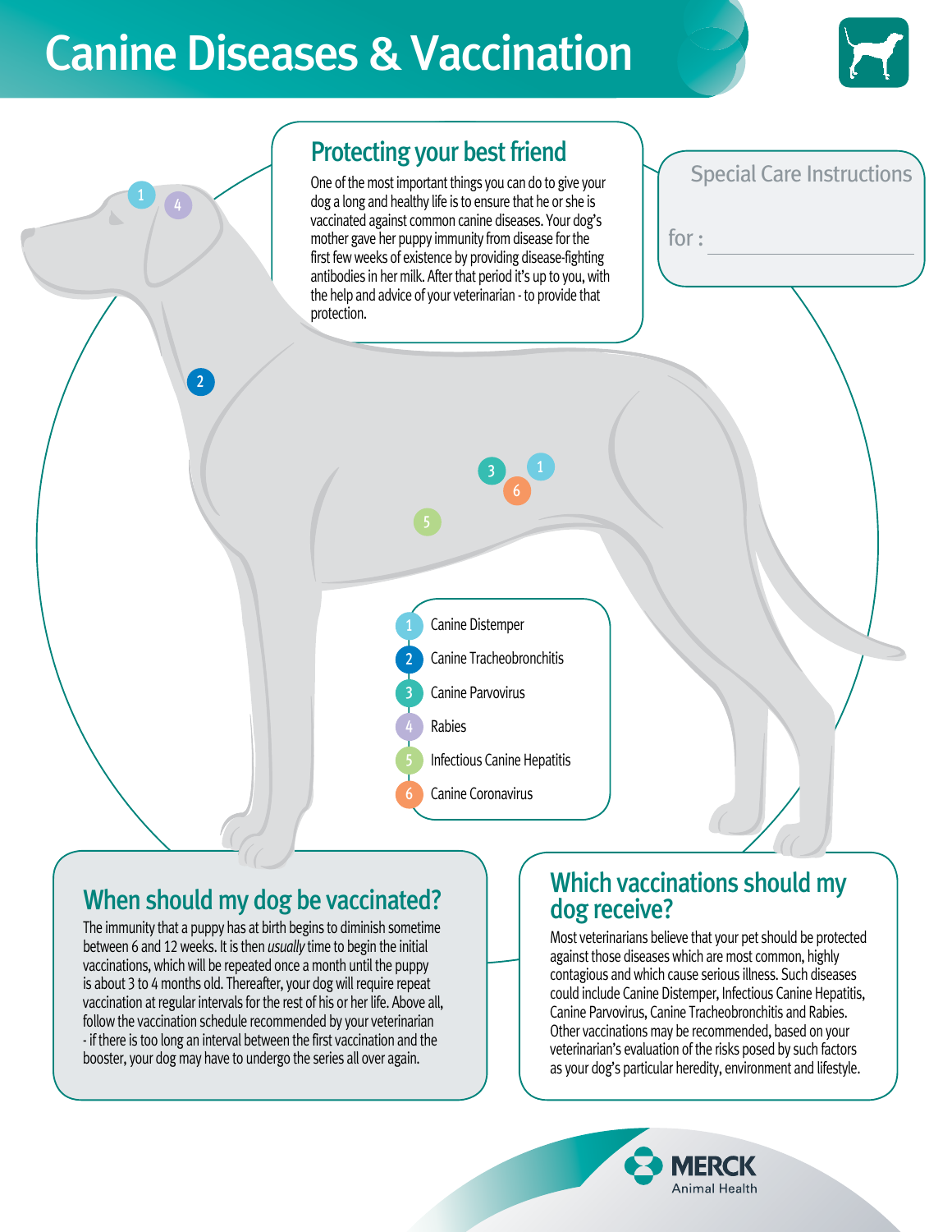# Canine Diseases & Vaccination

## Protecting your best friend

One of the most important things you can do to give your dog a long and healthy life is to ensure that he or she is vaccinated against common canine diseases. Your dog's mother gave her puppy immunity from disease for the first few weeks of existence by providing disease-fighting antibodies in her milk. After that period it's up to you, with the help and advice of your veterinarian - to provide that protection.

Special Care Instructions

for : ____________________

1. Canine Distemper
2. Canine Tracheobronchitis
3. Canine Parvovirus
4. Rabies
5. Infectious Canine Hepatitis
6. Canine Coronavirus

## When should my dog be vaccinated?

The immunity that a puppy has at birth begins to diminish sometime between 6 and 12 weeks. It is then *usually* time to begin the initial vaccinations, which will be repeated once a month until the puppy is about 3 to 4 months old. Thereafter, your dog will require repeat vaccination at regular intervals for the rest of his or her life. Above all, follow the vaccination schedule recommended by your veterinarian - if there is too long an interval between the first vaccination and the booster, your dog may have to undergo the series all over again.

## Which vaccinations should my dog receive?

Most veterinarians believe that your pet should be protected against those diseases which are most common, highly contagious and which cause serious illness. Such diseases could include Canine Distemper, Infectious Canine Hepatitis, Canine Parvovirus, Canine Tracheobronchitis and Rabies. Other vaccinations may be recommended, based on your veterinarian's evaluation of the risks posed by such factors as your dog's particular heredity, environment and lifestyle.

MERCK Animal Health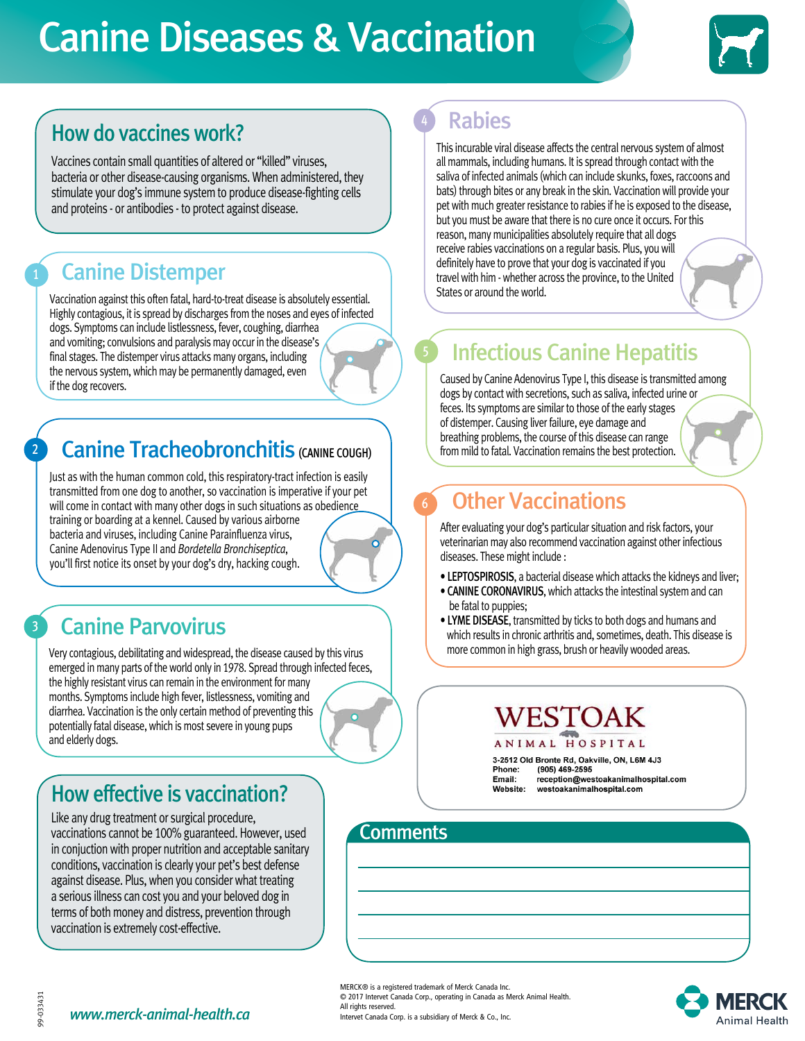# Canine Diseases & Vaccination

## How do vaccines work?

Vaccines contain small quantities of altered or "killed" viruses, bacteria or other disease-causing organisms. When administered, they stimulate your dog's immune system to produce disease-fighting cells and proteins - or antibodies - to protect against disease.

## 1 Canine Distemper

Vaccination against this often fatal, hard-to-treat disease is absolutely essential. Highly contagious, it is spread by discharges from the noses and eyes of infected dogs. Symptoms can include listlessness, fever, coughing, diarrhea and vomiting; convulsions and paralysis may occur in the disease's final stages. The distemper virus attacks many organs, including the nervous system, which may be permanently damaged, even if the dog recovers.

## 2 Canine Tracheobronchitis (CANINE COUGH)

Just as with the human common cold, this respiratory-tract infection is easily transmitted from one dog to another, so vaccination is imperative if your pet will come in contact with many other dogs in such situations as obedience training or boarding at a kennel. Caused by various airborne bacteria and viruses, including Canine Parainfluenza virus, Canine Adenovirus Type II and *Bordetella Bronchiseptica*, you'll first notice its onset by your dog's dry, hacking cough.

## 3 Canine Parvovirus

Very contagious, debilitating and widespread, the disease caused by this virus emerged in many parts of the world only in 1978. Spread through infected feces, the highly resistant virus can remain in the environment for many months. Symptoms include high fever, listlessness, vomiting and diarrhea. Vaccination is the only certain method of preventing this potentially fatal disease, which is most severe in young pups and elderly dogs.

## How effective is vaccination?

Like any drug treatment or surgical procedure, vaccinations cannot be 100% guaranteed. However, used in conjuction with proper nutrition and acceptable sanitary conditions, vaccination is clearly your pet's best defense against disease. Plus, when you consider what treating a serious illness can cost you and your beloved dog in terms of both money and distress, prevention through vaccination is extremely cost-effective.

## 4 Rabies

This incurable viral disease affects the central nervous system of almost all mammals, including humans. It is spread through contact with the saliva of infected animals (which can include skunks, foxes, raccoons and bats) through bites or any break in the skin. Vaccination will provide your pet with much greater resistance to rabies if he is exposed to the disease, but you must be aware that there is no cure once it occurs. For this reason, many municipalities absolutely require that all dogs receive rabies vaccinations on a regular basis. Plus, you will definitely have to prove that your dog is vaccinated if you travel with him - whether across the province, to the United States or around the world.

## 5 Infectious Canine Hepatitis

Caused by Canine Adenovirus Type I, this disease is transmitted among dogs by contact with secretions, such as saliva, infected urine or feces. Its symptoms are similar to those of the early stages of distemper. Causing liver failure, eye damage and breathing problems, the course of this disease can range from mild to fatal. Vaccination remains the best protection.

## 6 Other Vaccinations

After evaluating your dog's particular situation and risk factors, your veterinarian may also recommend vaccination against other infectious diseases. These might include :

- **LEPTOSPIROSIS**, a bacterial disease which attacks the kidneys and liver;
- **CANINE CORONAVIRUS**, which attacks the intestinal system and can be fatal to puppies;
- **LYME DISEASE**, transmitted by ticks to both dogs and humans and which results in chronic arthritis and, sometimes, death. This disease is more common in high grass, brush or heavily wooded areas.

**WESTOAK ANIMAL HOSPITAL**

3-2512 Old Bronte Rd, Oakville, ON, L6M 4J3
Phone: (905) 469-2595
Email: reception@westoakanimalhospital.com
Website: westoakanimalhospital.com

## Comments

99-033431

www.merck-animal-health.ca

MERCK® is a registered trademark of Merck Canada Inc.
© 2017 Intervet Canada Corp., operating in Canada as Merck Animal Health.
All rights reserved.
Intervet Canada Corp. is a subsidiary of Merck & Co., Inc.

MERCK Animal Health